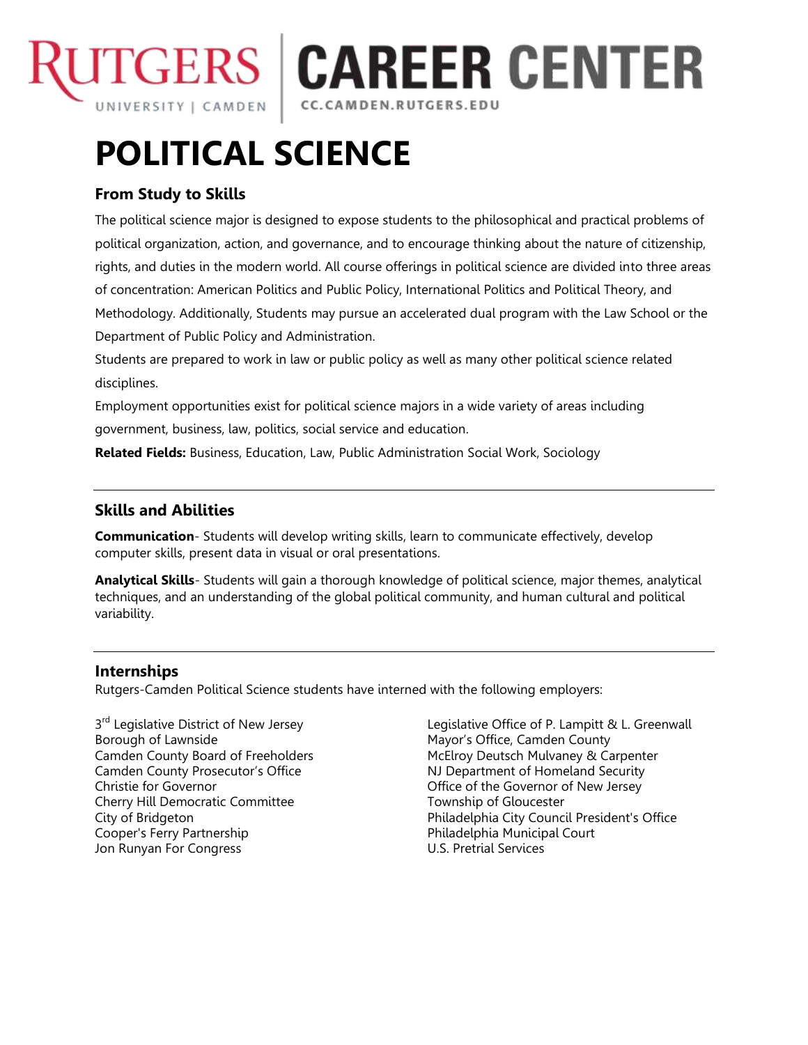# RUTGERS UNIVERSITY | CAMDEN — CAREER CENTER

CC.CAMDEN.RUTGERS.EDU

# POLITICAL SCIENCE

## From Study to Skills

The political science major is designed to expose students to the philosophical and practical problems of political organization, action, and governance, and to encourage thinking about the nature of citizenship, rights, and duties in the modern world. All course offerings in political science are divided into three areas of concentration: American Politics and Public Policy, International Politics and Political Theory, and Methodology. Additionally, Students may pursue an accelerated dual program with the Law School or the Department of Public Policy and Administration.

Students are prepared to work in law or public policy as well as many other political science related disciplines.

Employment opportunities exist for political science majors in a wide variety of areas including government, business, law, politics, social service and education.

**Related Fields:** Business, Education, Law, Public Administration Social Work, Sociology

---

## Skills and Abilities

**Communication**- Students will develop writing skills, learn to communicate effectively, develop computer skills, present data in visual or oral presentations.

**Analytical Skills**- Students will gain a thorough knowledge of political science, major themes, analytical techniques, and an understanding of the global political community, and human cultural and political variability.

---

## Internships

Rutgers-Camden Political Science students have interned with the following employers:

3rd Legislative District of New Jersey
Borough of Lawnside
Camden County Board of Freeholders
Camden County Prosecutor's Office
Christie for Governor
Cherry Hill Democratic Committee
City of Bridgeton
Cooper's Ferry Partnership
Jon Runyan For Congress
Legislative Office of P. Lampitt & L. Greenwall
Mayor's Office, Camden County
McElroy Deutsch Mulvaney & Carpenter
NJ Department of Homeland Security
Office of the Governor of New Jersey
Township of Gloucester
Philadelphia City Council President's Office
Philadelphia Municipal Court
U.S. Pretrial Services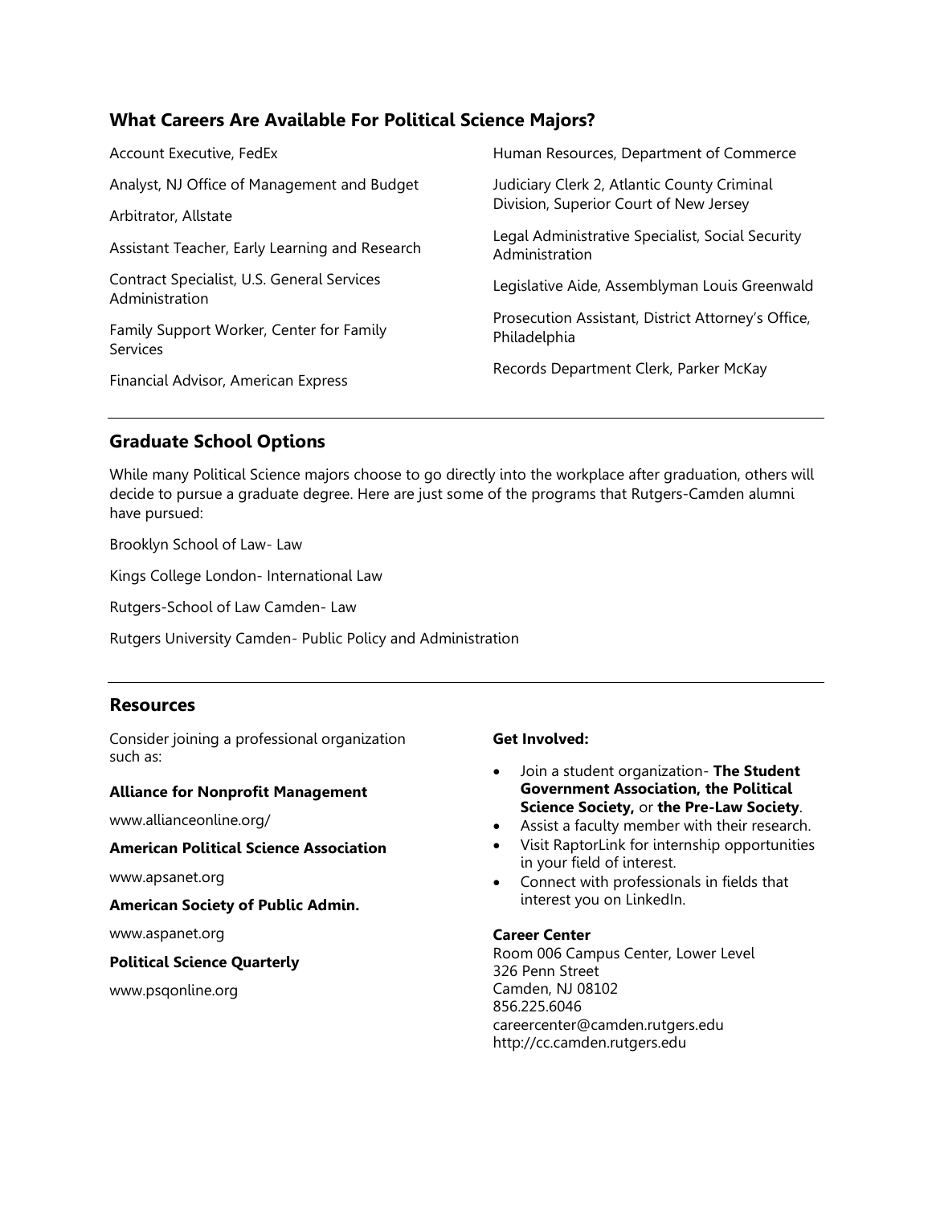## What Careers Are Available For Political Science Majors?

Account Executive, FedEx

Analyst, NJ Office of Management and Budget

Arbitrator, Allstate

Assistant Teacher, Early Learning and Research

Contract Specialist, U.S. General Services Administration

Family Support Worker, Center for Family Services

Financial Advisor, American Express

Human Resources, Department of Commerce

Judiciary Clerk 2, Atlantic County Criminal Division, Superior Court of New Jersey

Legal Administrative Specialist, Social Security Administration

Legislative Aide, Assemblyman Louis Greenwald

Prosecution Assistant, District Attorney's Office, Philadelphia

Records Department Clerk, Parker McKay

---

## Graduate School Options

While many Political Science majors choose to go directly into the workplace after graduation, others will decide to pursue a graduate degree. Here are just some of the programs that Rutgers-Camden alumni have pursued:

Brooklyn School of Law- Law

Kings College London- International Law

Rutgers-School of Law Camden- Law

Rutgers University Camden- Public Policy and Administration

---

## Resources

Consider joining a professional organization such as:

**Alliance for Nonprofit Management**

www.allianceonline.org/

**American Political Science Association**

www.apsanet.org

**American Society of Public Admin.**

www.aspanet.org

**Political Science Quarterly**

www.psqonline.org

**Get Involved:**

- Join a student organization- **The Student Government Association, the Political Science Society,** or **the Pre-Law Society**.
- Assist a faculty member with their research.
- Visit RaptorLink for internship opportunities in your field of interest.
- Connect with professionals in fields that interest you on LinkedIn.

**Career Center**
Room 006 Campus Center, Lower Level
326 Penn Street
Camden, NJ 08102
856.225.6046
careercenter@camden.rutgers.edu
http://cc.camden.rutgers.edu